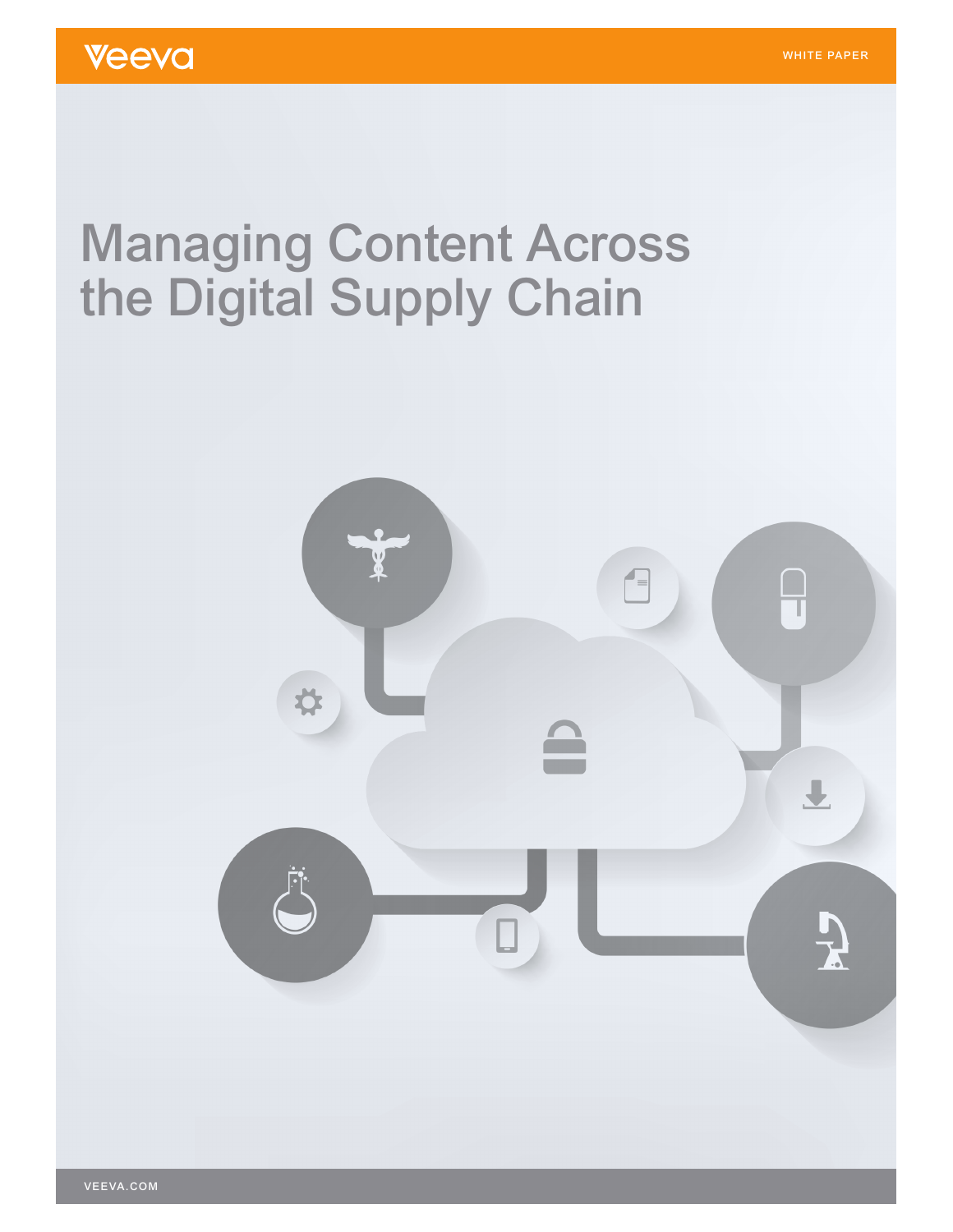Veeva

WHITE PAPER

# Managing Content Across the Digital Supply Chain

VEEVA.COM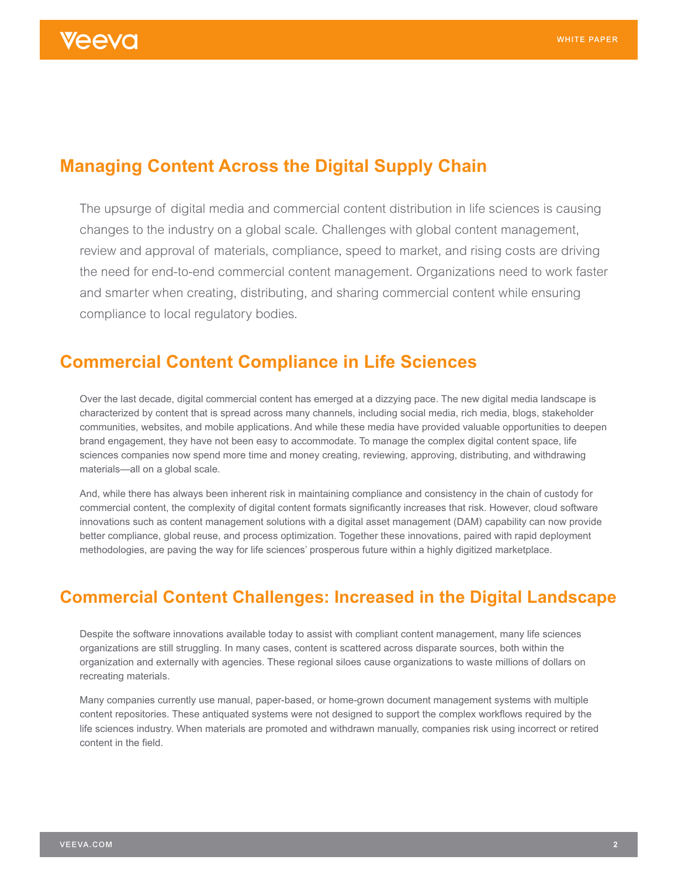## Managing Content Across the Digital Supply Chain

The upsurge of digital media and commercial content distribution in life sciences is causing changes to the industry on a global scale. Challenges with global content management, review and approval of materials, compliance, speed to market, and rising costs are driving the need for end-to-end commercial content management. Organizations need to work faster and smarter when creating, distributing, and sharing commercial content while ensuring compliance to local regulatory bodies.

## Commercial Content Compliance in Life Sciences

Over the last decade, digital commercial content has emerged at a dizzying pace. The new digital media landscape is characterized by content that is spread across many channels, including social media, rich media, blogs, stakeholder communities, websites, and mobile applications. And while these media have provided valuable opportunities to deepen brand engagement, they have not been easy to accommodate. To manage the complex digital content space, life sciences companies now spend more time and money creating, reviewing, approving, distributing, and withdrawing materials—all on a global scale.

And, while there has always been inherent risk in maintaining compliance and consistency in the chain of custody for commercial content, the complexity of digital content formats significantly increases that risk. However, cloud software innovations such as content management solutions with a digital asset management (DAM) capability can now provide better compliance, global reuse, and process optimization. Together these innovations, paired with rapid deployment methodologies, are paving the way for life sciences' prosperous future within a highly digitized marketplace.

## Commercial Content Challenges: Increased in the Digital Landscape

Despite the software innovations available today to assist with compliant content management, many life sciences organizations are still struggling. In many cases, content is scattered across disparate sources, both within the organization and externally with agencies. These regional siloes cause organizations to waste millions of dollars on recreating materials.

Many companies currently use manual, paper-based, or home-grown document management systems with multiple content repositories. These antiquated systems were not designed to support the complex workflows required by the life sciences industry. When materials are promoted and withdrawn manually, companies risk using incorrect or retired content in the field.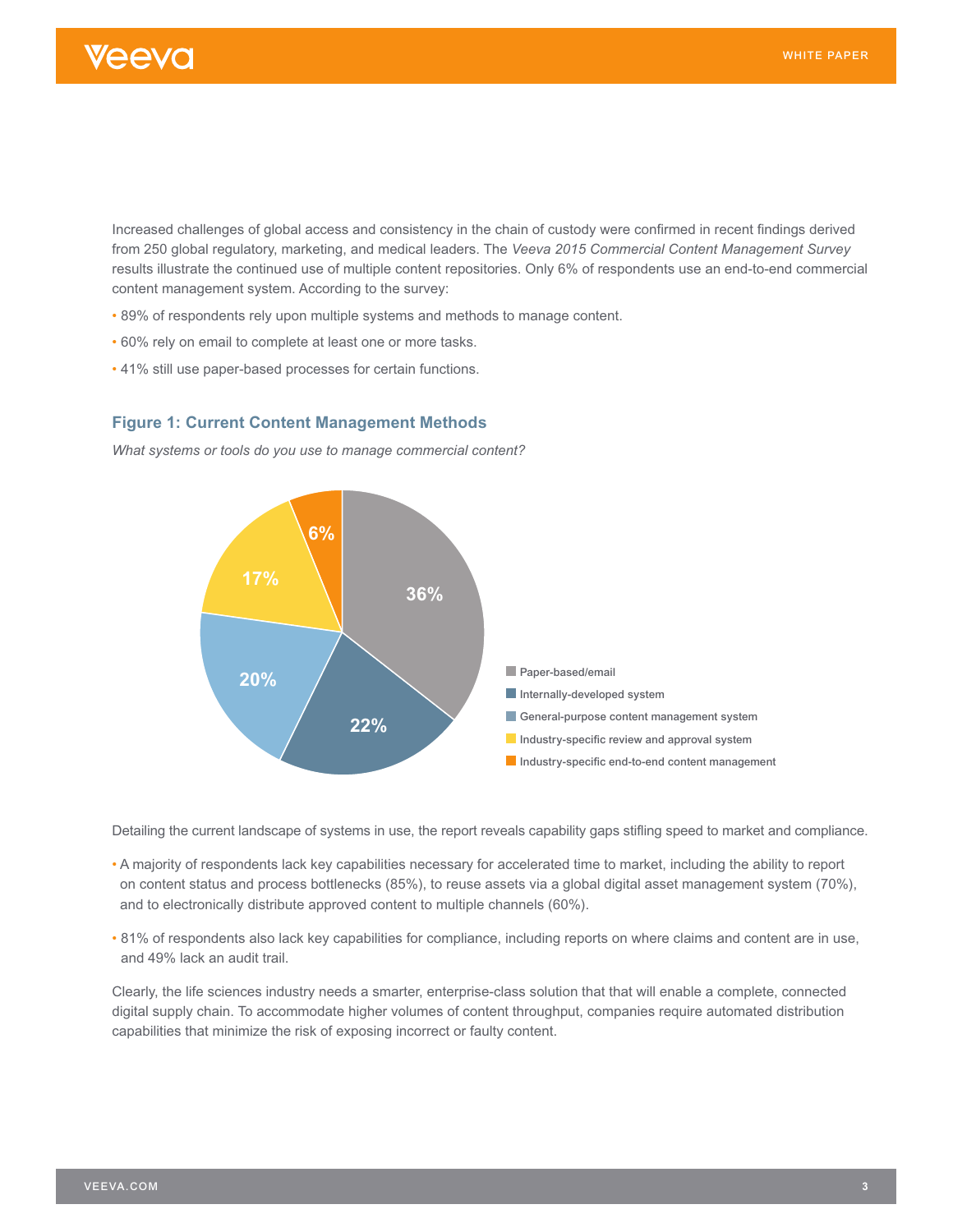Increased challenges of global access and consistency in the chain of custody were confirmed in recent findings derived from 250 global regulatory, marketing, and medical leaders. The *Veeva 2015 Commercial Content Management Survey* results illustrate the continued use of multiple content repositories. Only 6% of respondents use an end-to-end commercial content management system. According to the survey:

- 89% of respondents rely upon multiple systems and methods to manage content.
- 60% rely on email to complete at least one or more tasks.
- 41% still use paper-based processes for certain functions.

### Figure 1: Current Content Management Methods

*What systems or tools do you use to manage commercial content?*

| Method | Percentage |
| --- | --- |
| Paper-based/email | 36% |
| Internally-developed system | 22% |
| General-purpose content management system | 20% |
| Industry-specific review and approval system | 17% |
| Industry-specific end-to-end content management | 6% |

Detailing the current landscape of systems in use, the report reveals capability gaps stifling speed to market and compliance.

- A majority of respondents lack key capabilities necessary for accelerated time to market, including the ability to report on content status and process bottlenecks (85%), to reuse assets via a global digital asset management system (70%), and to electronically distribute approved content to multiple channels (60%).
- 81% of respondents also lack key capabilities for compliance, including reports on where claims and content are in use, and 49% lack an audit trail.

Clearly, the life sciences industry needs a smarter, enterprise-class solution that that will enable a complete, connected digital supply chain. To accommodate higher volumes of content throughput, companies require automated distribution capabilities that minimize the risk of exposing incorrect or faulty content.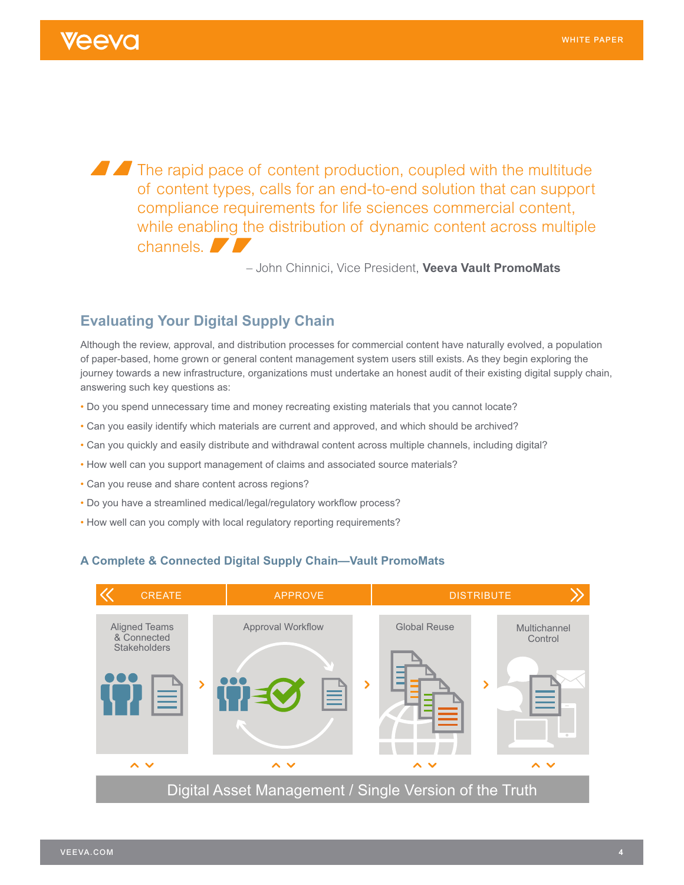> The rapid pace of content production, coupled with the multitude of content types, calls for an end-to-end solution that can support compliance requirements for life sciences commercial content, while enabling the distribution of dynamic content across multiple channels.
>
> – John Chinnici, Vice President, **Veeva Vault PromoMats**

## Evaluating Your Digital Supply Chain

Although the review, approval, and distribution processes for commercial content have naturally evolved, a population of paper-based, home grown or general content management system users still exists. As they begin exploring the journey towards a new infrastructure, organizations must undertake an honest audit of their existing digital supply chain, answering such key questions as:

- Do you spend unnecessary time and money recreating existing materials that you cannot locate?
- Can you easily identify which materials are current and approved, and which should be archived?
- Can you quickly and easily distribute and withdrawal content across multiple channels, including digital?
- How well can you support management of claims and associated source materials?
- Can you reuse and share content across regions?
- Do you have a streamlined medical/legal/regulatory workflow process?
- How well can you comply with local regulatory reporting requirements?

### A Complete & Connected Digital Supply Chain—Vault PromoMats

CREATE | APPROVE | DISTRIBUTE

Aligned Teams & Connected Stakeholders › Approval Workflow › Global Reuse › Multichannel Control

Digital Asset Management / Single Version of the Truth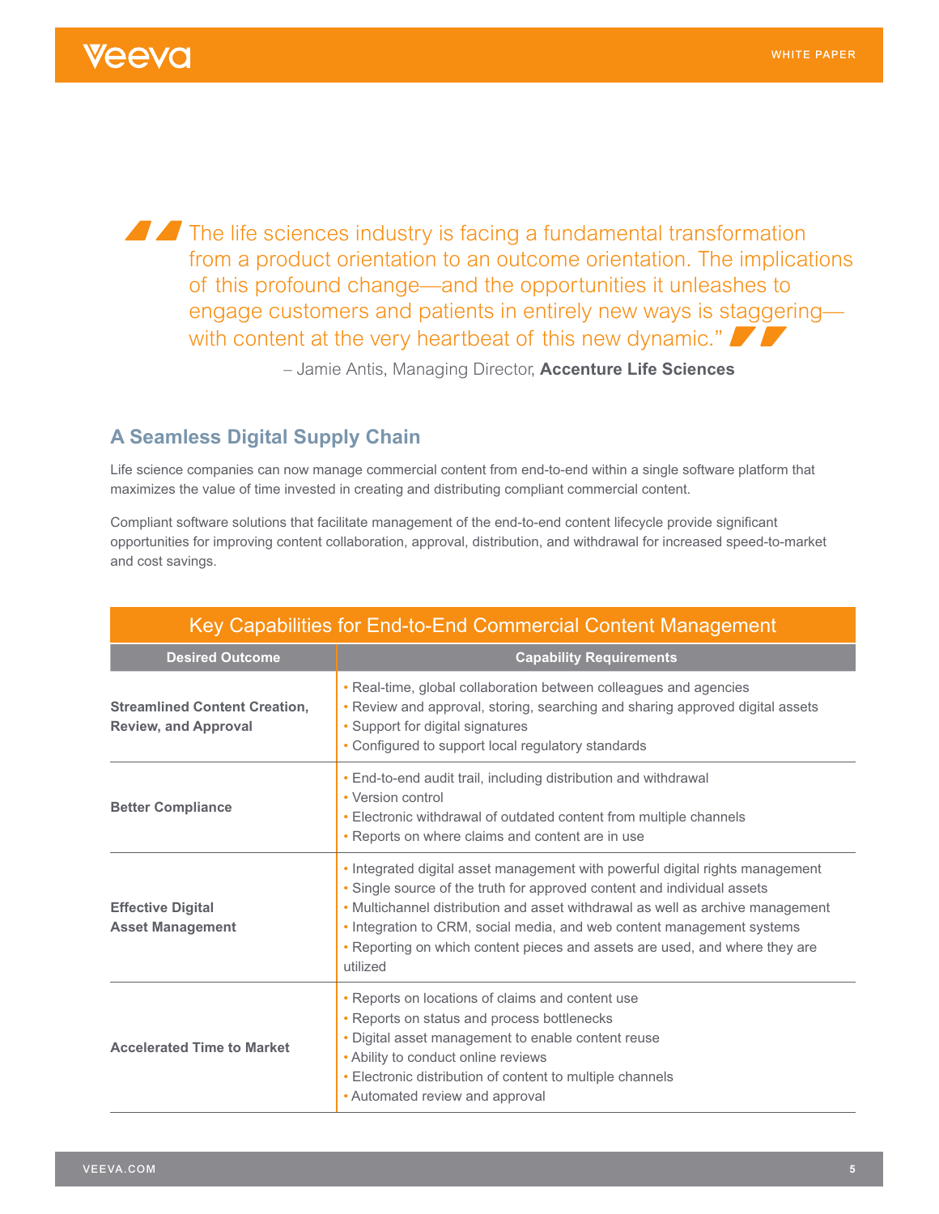> "The life sciences industry is facing a fundamental transformation from a product orientation to an outcome orientation. The implications of this profound change—and the opportunities it unleashes to engage customers and patients in entirely new ways is staggering—with content at the very heartbeat of this new dynamic."
>
> – Jamie Antis, Managing Director, **Accenture Life Sciences**

## A Seamless Digital Supply Chain

Life science companies can now manage commercial content from end-to-end within a single software platform that maximizes the value of time invested in creating and distributing compliant commercial content.

Compliant software solutions that facilitate management of the end-to-end content lifecycle provide significant opportunities for improving content collaboration, approval, distribution, and withdrawal for increased speed-to-market and cost savings.

| Key Capabilities for End-to-End Commercial Content Management | |
|---|---|
| **Desired Outcome** | **Capability Requirements** |
| **Streamlined Content Creation, Review, and Approval** | • Real-time, global collaboration between colleagues and agencies<br>• Review and approval, storing, searching and sharing approved digital assets<br>• Support for digital signatures<br>• Configured to support local regulatory standards |
| **Better Compliance** | • End-to-end audit trail, including distribution and withdrawal<br>• Version control<br>• Electronic withdrawal of outdated content from multiple channels<br>• Reports on where claims and content are in use |
| **Effective Digital Asset Management** | • Integrated digital asset management with powerful digital rights management<br>• Single source of the truth for approved content and individual assets<br>• Multichannel distribution and asset withdrawal as well as archive management<br>• Integration to CRM, social media, and web content management systems<br>• Reporting on which content pieces and assets are used, and where they are utilized |
| **Accelerated Time to Market** | • Reports on locations of claims and content use<br>• Reports on status and process bottlenecks<br>• Digital asset management to enable content reuse<br>• Ability to conduct online reviews<br>• Electronic distribution of content to multiple channels<br>• Automated review and approval |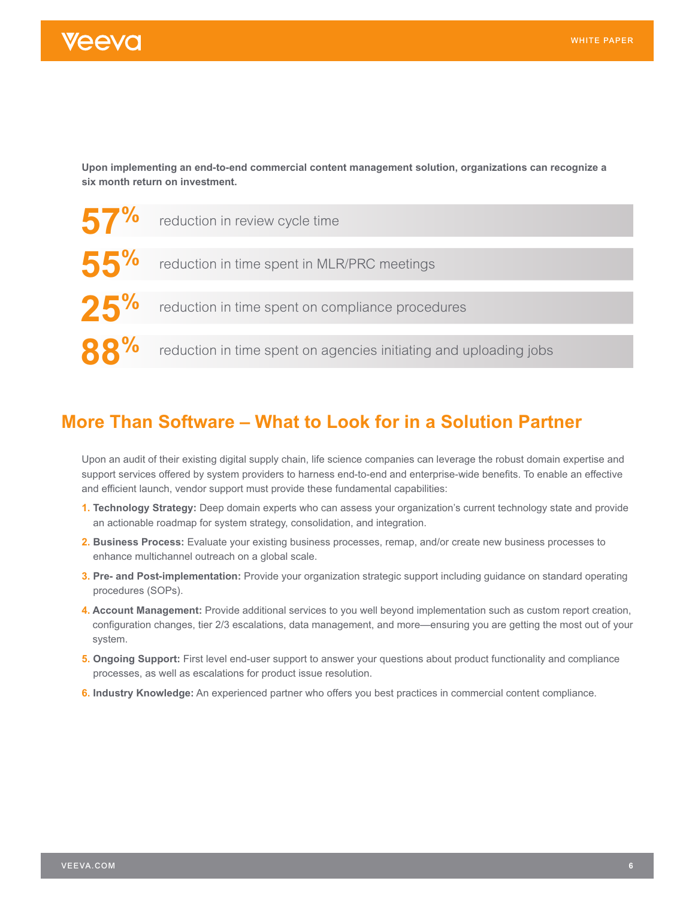**Upon implementing an end-to-end commercial content management solution, organizations can recognize a six month return on investment.**

**57%** reduction in review cycle time

**55%** reduction in time spent in MLR/PRC meetings

**25%** reduction in time spent on compliance procedures

**88%** reduction in time spent on agencies initiating and uploading jobs

## More Than Software – What to Look for in a Solution Partner

Upon an audit of their existing digital supply chain, life science companies can leverage the robust domain expertise and support services offered by system providers to harness end-to-end and enterprise-wide benefits. To enable an effective and efficient launch, vendor support must provide these fundamental capabilities:

1. **Technology Strategy:** Deep domain experts who can assess your organization's current technology state and provide an actionable roadmap for system strategy, consolidation, and integration.
2. **Business Process:** Evaluate your existing business processes, remap, and/or create new business processes to enhance multichannel outreach on a global scale.
3. **Pre- and Post-implementation:** Provide your organization strategic support including guidance on standard operating procedures (SOPs).
4. **Account Management:** Provide additional services to you well beyond implementation such as custom report creation, configuration changes, tier 2/3 escalations, data management, and more—ensuring you are getting the most out of your system.
5. **Ongoing Support:** First level end-user support to answer your questions about product functionality and compliance processes, as well as escalations for product issue resolution.
6. **Industry Knowledge:** An experienced partner who offers you best practices in commercial content compliance.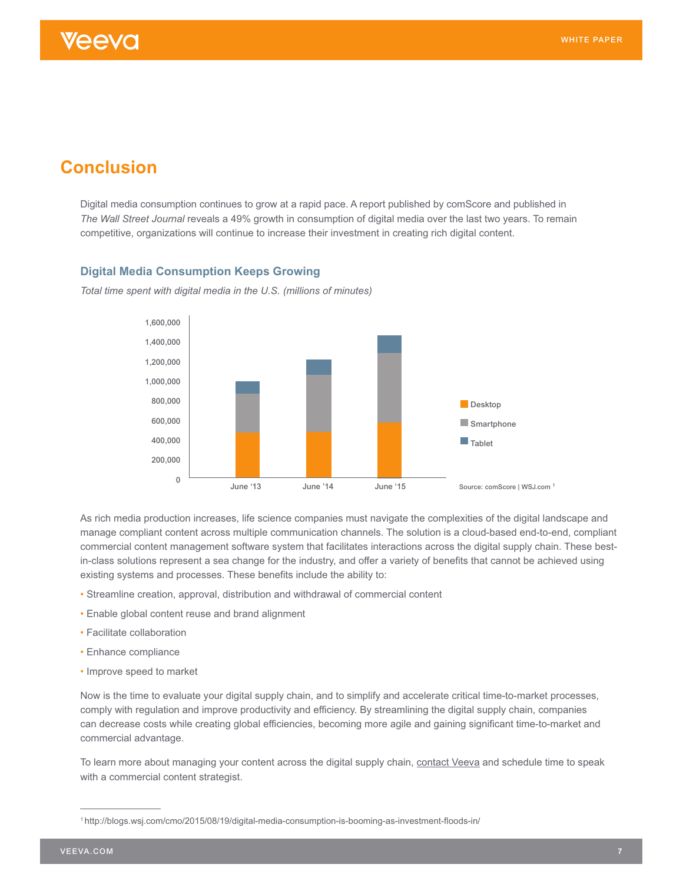## Conclusion

Digital media consumption continues to grow at a rapid pace. A report published by comScore and published in *The Wall Street Journal* reveals a 49% growth in consumption of digital media over the last two years. To remain competitive, organizations will continue to increase their investment in creating rich digital content.

### Digital Media Consumption Keeps Growing

*Total time spent with digital media in the U.S. (millions of minutes)*

Source: comScore | WSJ.com [1]

As rich media production increases, life science companies must navigate the complexities of the digital landscape and manage compliant content across multiple communication channels. The solution is a cloud-based end-to-end, compliant commercial content management software system that facilitates interactions across the digital supply chain. These best-in-class solutions represent a sea change for the industry, and offer a variety of benefits that cannot be achieved using existing systems and processes. These benefits include the ability to:

- Streamline creation, approval, distribution and withdrawal of commercial content
- Enable global content reuse and brand alignment
- Facilitate collaboration
- Enhance compliance
- Improve speed to market

Now is the time to evaluate your digital supply chain, and to simplify and accelerate critical time-to-market processes, comply with regulation and improve productivity and efficiency. By streamlining the digital supply chain, companies can decrease costs while creating global efficiencies, becoming more agile and gaining significant time-to-market and commercial advantage.

To learn more about managing your content across the digital supply chain, contact Veeva and schedule time to speak with a commercial content strategist.

---

[1] http://blogs.wsj.com/cmo/2015/08/19/digital-media-consumption-is-booming-as-investment-floods-in/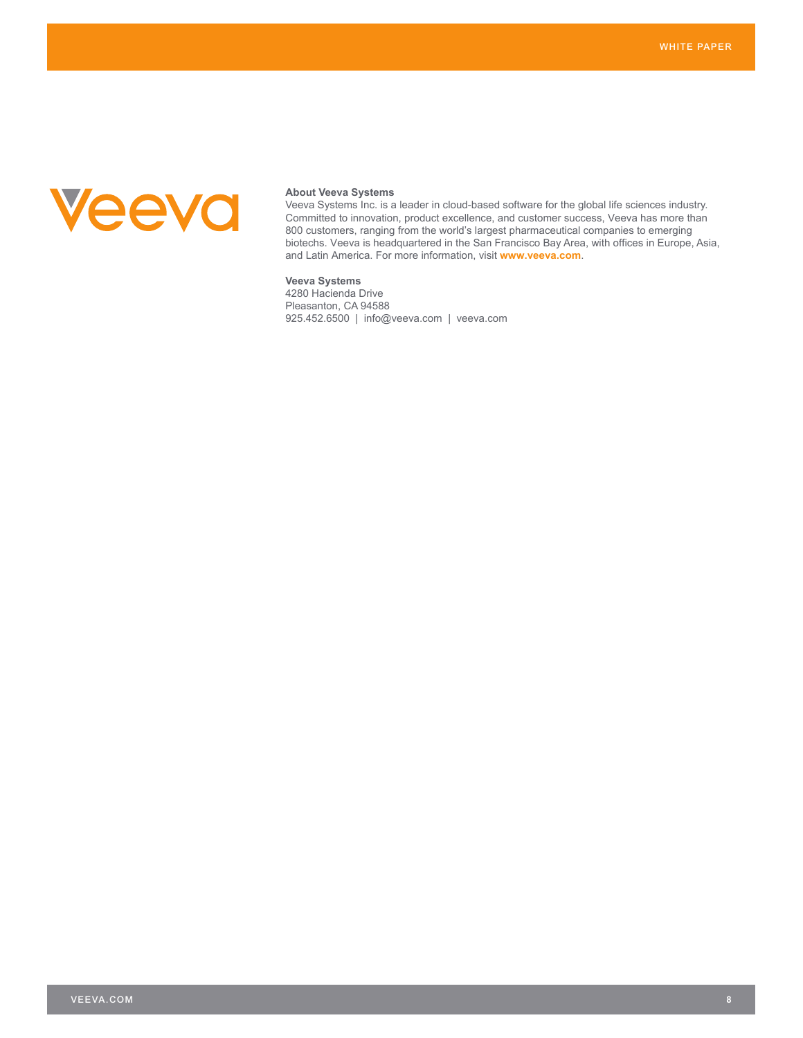**About Veeva Systems**
Veeva Systems Inc. is a leader in cloud-based software for the global life sciences industry. Committed to innovation, product excellence, and customer success, Veeva has more than 800 customers, ranging from the world's largest pharmaceutical companies to emerging biotechs. Veeva is headquartered in the San Francisco Bay Area, with offices in Europe, Asia, and Latin America. For more information, visit **www.veeva.com**.

**Veeva Systems**
4280 Hacienda Drive
Pleasanton, CA 94588
925.452.6500 | info@veeva.com | veeva.com